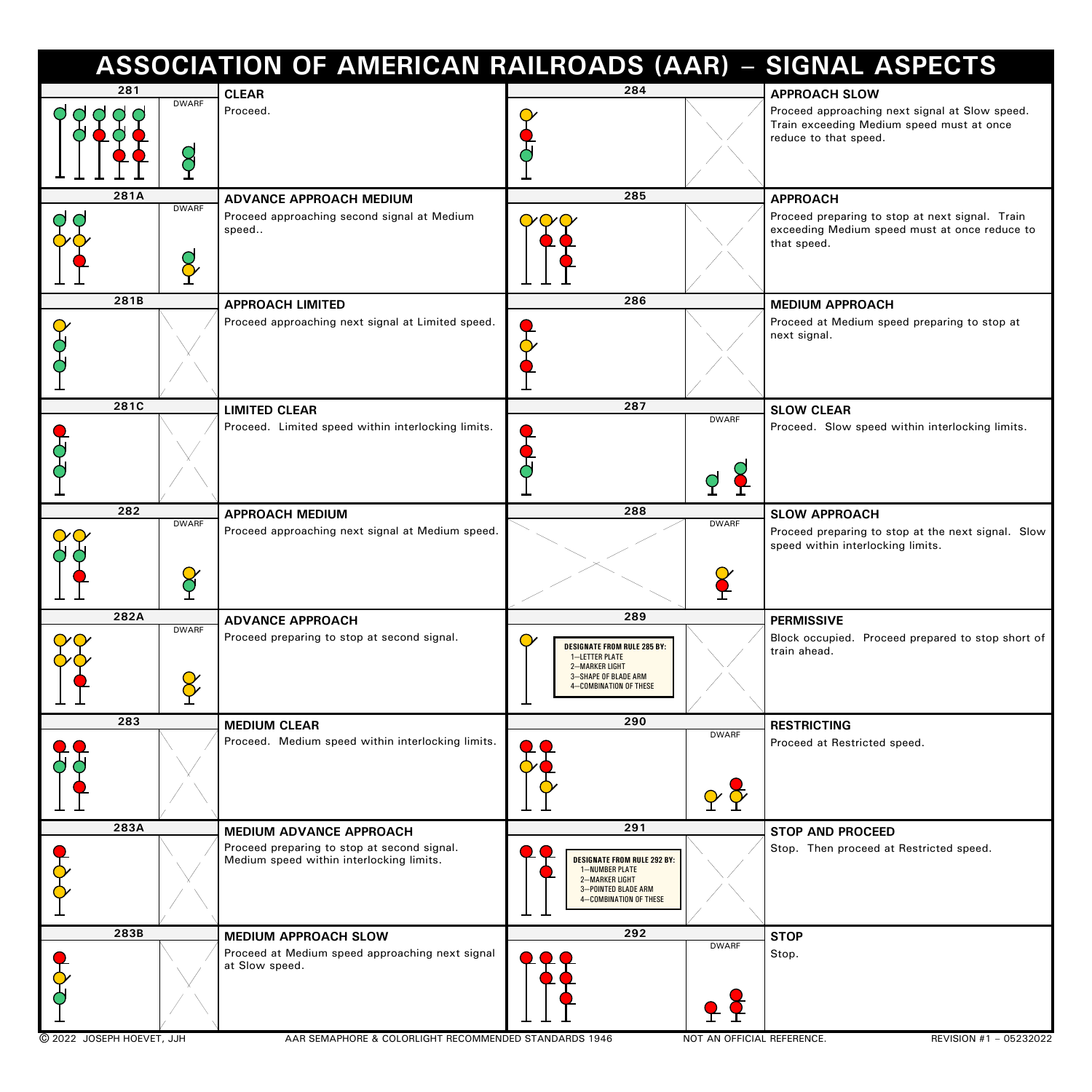# ASSOCIATION OF AMERICAN RAILROADS (AAR) – SIGNAL ASPECTS

| Rule | Name | Indication |
|---|---|---|
| 281 (DWARF) | **CLEAR** | Proceed. |
| 281A (DWARF) | **ADVANCE APPROACH MEDIUM** | Proceed approaching second signal at Medium speed.. |
| 281B | **APPROACH LIMITED** | Proceed approaching next signal at Limited speed. |
| 281C | **LIMITED CLEAR** | Proceed. Limited speed within interlocking limits. |
| 282 (DWARF) | **APPROACH MEDIUM** | Proceed approaching next signal at Medium speed. |
| 282A (DWARF) | **ADVANCE APPROACH** | Proceed preparing to stop at second signal. |
| 283 | **MEDIUM CLEAR** | Proceed. Medium speed within interlocking limits. |
| 283A | **MEDIUM ADVANCE APPROACH** | Proceed preparing to stop at second signal. Medium speed within interlocking limits. |
| 283B | **MEDIUM APPROACH SLOW** | Proceed at Medium speed approaching next signal at Slow speed. |
| 284 | **APPROACH SLOW** | Proceed approaching next signal at Slow speed. Train exceeding Medium speed must at once reduce to that speed. |
| 285 | **APPROACH** | Proceed preparing to stop at next signal. Train exceeding Medium speed must at once reduce to that speed. |
| 286 | **MEDIUM APPROACH** | Proceed at Medium speed preparing to stop at next signal. |
| 287 (DWARF) | **SLOW CLEAR** | Proceed. Slow speed within interlocking limits. |
| 288 (DWARF) | **SLOW APPROACH** | Proceed preparing to stop at the next signal. Slow speed within interlocking limits. |
| 289 | **PERMISSIVE** | Block occupied. Proceed prepared to stop short of train ahead. |
| 290 (DWARF) | **RESTRICTING** | Proceed at Restricted speed. |
| 291 | **STOP AND PROCEED** | Stop. Then proceed at Restricted speed. |
| 292 (DWARF) | **STOP** | Stop. |

Rule 289 note: DESIGNATE FROM RULE 285 BY: 1—LETTER PLATE 2—MARKER LIGHT 3—SHAPE OF BLADE ARM 4—COMBINATION OF THESE

Rule 291 note: DESIGNATE FROM RULE 292 BY: 1—NUMBER PLATE 2—MARKER LIGHT 3—POINTED BLADE ARM 4—COMBINATION OF THESE

© 2022 JOSEPH HOEVET, JJH — AAR SEMAPHORE & COLORLIGHT RECOMMENDED STANDARDS 1946 — NOT AN OFFICIAL REFERENCE. — REVISION #1 – 05232022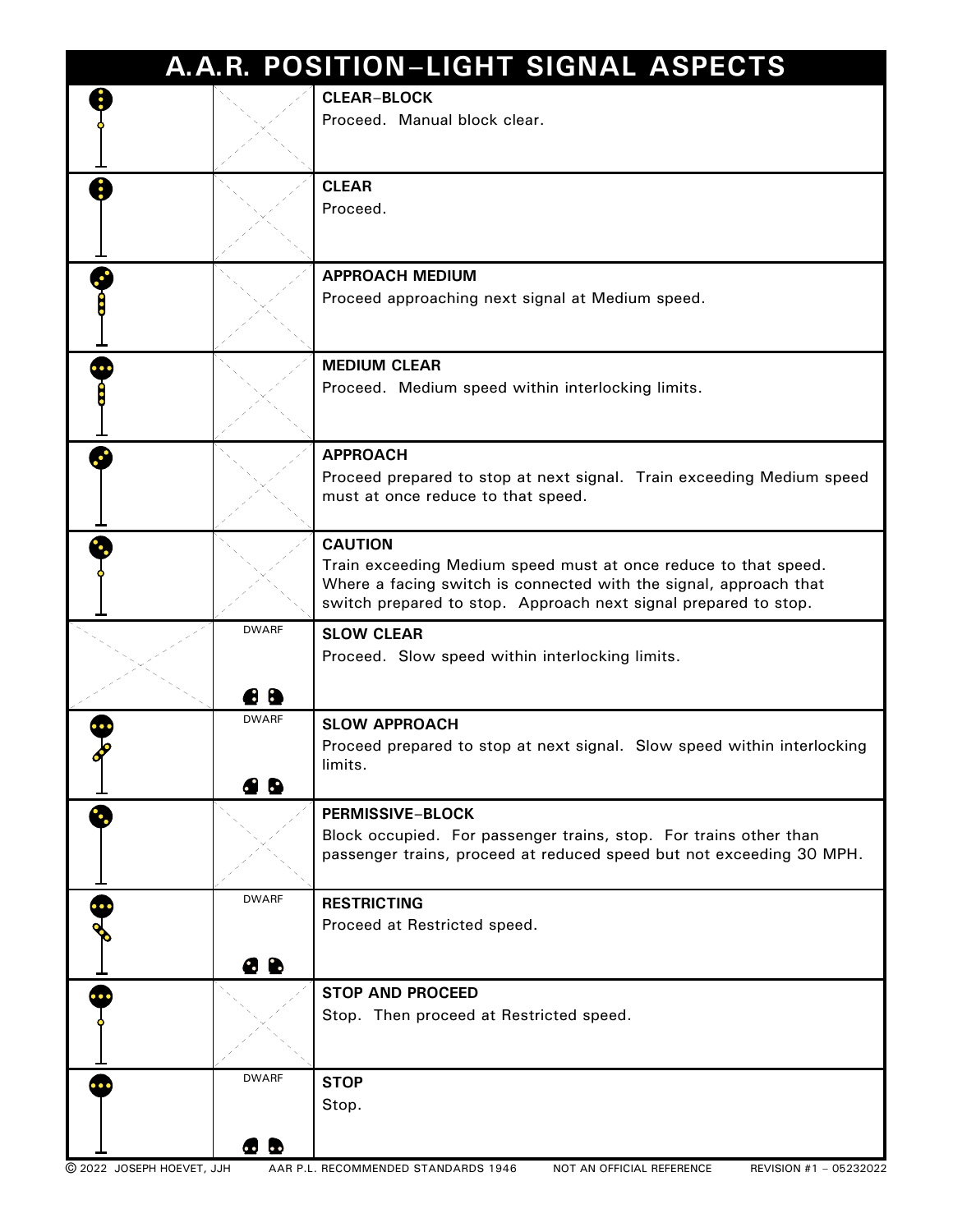# A.A.R. POSITION–LIGHT SIGNAL ASPECTS

| Signal | Dwarf | Aspect |
|---|---|---|
| | | **CLEAR–BLOCK**<br>Proceed. Manual block clear. |
| | | **CLEAR**<br>Proceed. |
| | | **APPROACH MEDIUM**<br>Proceed approaching next signal at Medium speed. |
| | | **MEDIUM CLEAR**<br>Proceed. Medium speed within interlocking limits. |
| | | **APPROACH**<br>Proceed prepared to stop at next signal. Train exceeding Medium speed must at once reduce to that speed. |
| | | **CAUTION**<br>Train exceeding Medium speed must at once reduce to that speed. Where a facing switch is connected with the signal, approach that switch prepared to stop. Approach next signal prepared to stop. |
| | DWARF | **SLOW CLEAR**<br>Proceed. Slow speed within interlocking limits. |
| | DWARF | **SLOW APPROACH**<br>Proceed prepared to stop at next signal. Slow speed within interlocking limits. |
| | | **PERMISSIVE–BLOCK**<br>Block occupied. For passenger trains, stop. For trains other than passenger trains, proceed at reduced speed but not exceeding 30 MPH. |
| | DWARF | **RESTRICTING**<br>Proceed at Restricted speed. |
| | | **STOP AND PROCEED**<br>Stop. Then proceed at Restricted speed. |
| | DWARF | **STOP**<br>Stop. |

© 2022 JOSEPH HOEVET, JJH AAR P.L. RECOMMENDED STANDARDS 1946 NOT AN OFFICIAL REFERENCE REVISION #1 – 05232022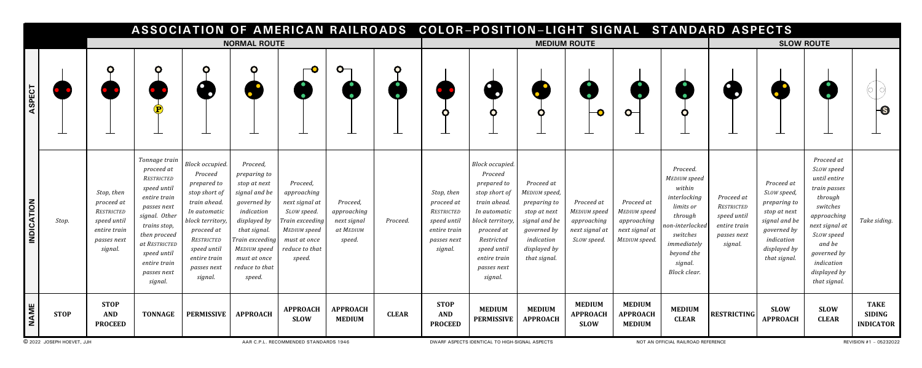# ASSOCIATION OF AMERICAN RAILROADS COLOR-POSITION-LIGHT SIGNAL STANDARD ASPECTS

| | NORMAL ROUTE | | | | | | | | MEDIUM ROUTE | | | | | | | SLOW ROUTE | | | |
|---|---|---|---|---|---|---|---|---|---|---|---|---|---|---|---|---|---|---|---|
| **ASPECT** | | | P | | | | | | | | | | | | | | | | S |
| **INDICATION** | Stop. | Stop, then proceed at *Restricted* speed until entire train passes next signal. | Tonnage train proceed at *Restricted* speed until entire train passes next signal. Other trains stop, then proceed at *Restricted* speed until entire train passes next signal. | Block occupied. Proceed prepared to stop short of train ahead. In automatic block territory, proceed at *Restricted* speed until entire train passes next signal. | Proceed, preparing to stop at next signal and be governed by indication displayed by that signal. Train exceeding *Medium* speed must at once reduce to that speed. | Proceed, approaching next signal at *Slow* speed. Train exceeding *Medium* speed must at once reduce to that speed. | Proceed, approaching next signal at *Medium* speed. | Proceed. | Stop, then proceed at *Restricted* speed until entire train passes next signal. | Block occupied. Proceed prepared to stop short of train ahead. In automatic block territory, proceed at Restricted speed until entire train passes next signal. | Proceed at *Medium* speed, preparing to stop at next signal and be governed by indication displayed by that signal. | Proceed at *Medium* speed approaching next signal at *Slow* speed. | Proceed at *Medium* speed approaching next signal at *Medium* speed. | Proceed. *Medium* speed within interlocking limits or through non-interlocked switches immediately beyond the signal. Block clear. | Proceed at *Restricted* speed until entire train passes next signal. | Proceed at *Slow* speed, preparing to stop at next signal and be governed by indication displayed by that signal. | Proceed at *Slow* speed until entire train passes through switches approaching next signal at *Slow* speed and be governed by indication displayed by that signal. | Take siding. |
| **NAME** | **STOP** | **STOP AND PROCEED** | **TONNAGE** | **PERMISSIVE** | **APPROACH** | **APPROACH SLOW** | **APPROACH MEDIUM** | **CLEAR** | **STOP AND PROCEED** | **MEDIUM PERMISSIVE** | **MEDIUM APPROACH** | **MEDIUM APPROACH SLOW** | **MEDIUM APPROACH MEDIUM** | **MEDIUM CLEAR** | **RESTRICTING** | **SLOW APPROACH** | **SLOW CLEAR** | **TAKE SIDING INDICATOR** |

© 2022 JOSEPH HOEVET, JJH

AAR C.P.L. RECOMMENDED STANDARDS 1946

DWARF ASPECTS IDENTICAL TO HIGH-SIGNAL ASPECTS

NOT AN OFFICIAL RAILROAD REFERENCE

REVISION #1 – 05232022